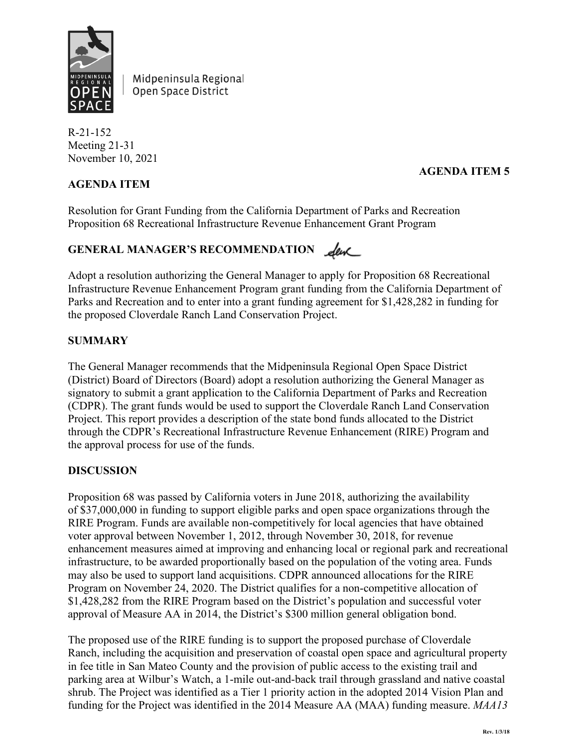Midpeninsula Regional Open Space District

R-21-152
Meeting 21-31
November 10, 2021

**AGENDA ITEM 5**

**AGENDA ITEM**

Resolution for Grant Funding from the California Department of Parks and Recreation Proposition 68 Recreational Infrastructure Revenue Enhancement Grant Program

**GENERAL MANAGER'S RECOMMENDATION**

Adopt a resolution authorizing the General Manager to apply for Proposition 68 Recreational Infrastructure Revenue Enhancement Program grant funding from the California Department of Parks and Recreation and to enter into a grant funding agreement for $1,428,282 in funding for the proposed Cloverdale Ranch Land Conservation Project.

**SUMMARY**

The General Manager recommends that the Midpeninsula Regional Open Space District (District) Board of Directors (Board) adopt a resolution authorizing the General Manager as signatory to submit a grant application to the California Department of Parks and Recreation (CDPR). The grant funds would be used to support the Cloverdale Ranch Land Conservation Project. This report provides a description of the state bond funds allocated to the District through the CDPR's Recreational Infrastructure Revenue Enhancement (RIRE) Program and the approval process for use of the funds.

**DISCUSSION**

Proposition 68 was passed by California voters in June 2018, authorizing the availability of $37,000,000 in funding to support eligible parks and open space organizations through the RIRE Program. Funds are available non-competitively for local agencies that have obtained voter approval between November 1, 2012, through November 30, 2018, for revenue enhancement measures aimed at improving and enhancing local or regional park and recreational infrastructure, to be awarded proportionally based on the population of the voting area. Funds may also be used to support land acquisitions. CDPR announced allocations for the RIRE Program on November 24, 2020. The District qualifies for a non-competitive allocation of $1,428,282 from the RIRE Program based on the District's population and successful voter approval of Measure AA in 2014, the District's $300 million general obligation bond.

The proposed use of the RIRE funding is to support the proposed purchase of Cloverdale Ranch, including the acquisition and preservation of coastal open space and agricultural property in fee title in San Mateo County and the provision of public access to the existing trail and parking area at Wilbur's Watch, a 1-mile out-and-back trail through grassland and native coastal shrub. The Project was identified as a Tier 1 priority action in the adopted 2014 Vision Plan and funding for the Project was identified in the 2014 Measure AA (MAA) funding measure. *MAA13*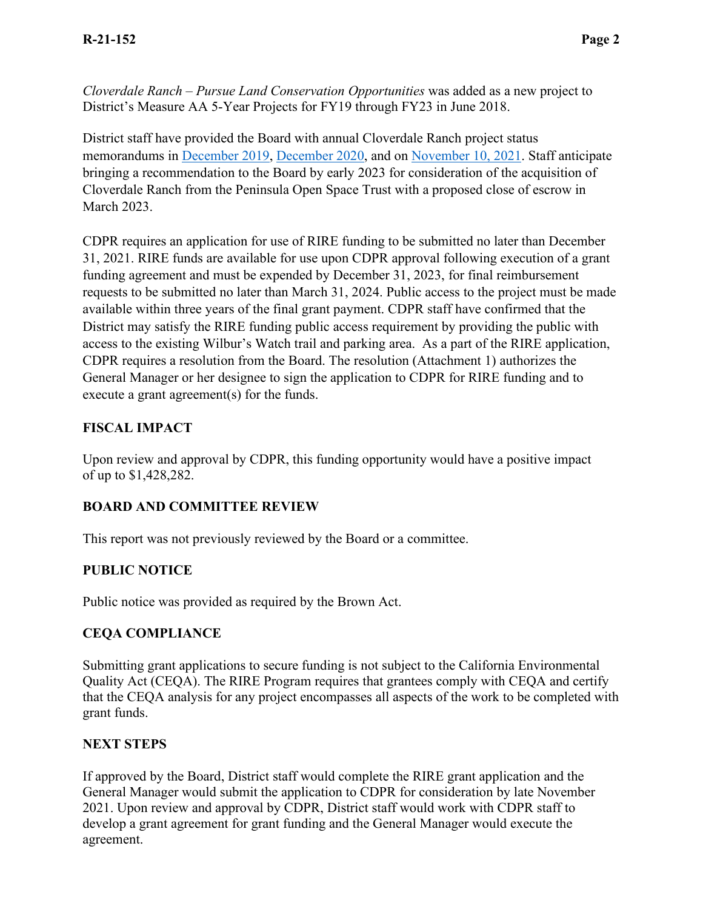*Cloverdale Ranch – Pursue Land Conservation Opportunities* was added as a new project to District's Measure AA 5-Year Projects for FY19 through FY23 in June 2018.

District staff have provided the Board with annual Cloverdale Ranch project status memorandums in December 2019, December 2020, and on November 10, 2021. Staff anticipate bringing a recommendation to the Board by early 2023 for consideration of the acquisition of Cloverdale Ranch from the Peninsula Open Space Trust with a proposed close of escrow in March 2023.

CDPR requires an application for use of RIRE funding to be submitted no later than December 31, 2021. RIRE funds are available for use upon CDPR approval following execution of a grant funding agreement and must be expended by December 31, 2023, for final reimbursement requests to be submitted no later than March 31, 2024. Public access to the project must be made available within three years of the final grant payment. CDPR staff have confirmed that the District may satisfy the RIRE funding public access requirement by providing the public with access to the existing Wilbur's Watch trail and parking area. As a part of the RIRE application, CDPR requires a resolution from the Board. The resolution (Attachment 1) authorizes the General Manager or her designee to sign the application to CDPR for RIRE funding and to execute a grant agreement(s) for the funds.

## FISCAL IMPACT

Upon review and approval by CDPR, this funding opportunity would have a positive impact of up to $1,428,282.

## BOARD AND COMMITTEE REVIEW

This report was not previously reviewed by the Board or a committee.

## PUBLIC NOTICE

Public notice was provided as required by the Brown Act.

## CEQA COMPLIANCE

Submitting grant applications to secure funding is not subject to the California Environmental Quality Act (CEQA). The RIRE Program requires that grantees comply with CEQA and certify that the CEQA analysis for any project encompasses all aspects of the work to be completed with grant funds.

## NEXT STEPS

If approved by the Board, District staff would complete the RIRE grant application and the General Manager would submit the application to CDPR for consideration by late November 2021. Upon review and approval by CDPR, District staff would work with CDPR staff to develop a grant agreement for grant funding and the General Manager would execute the agreement.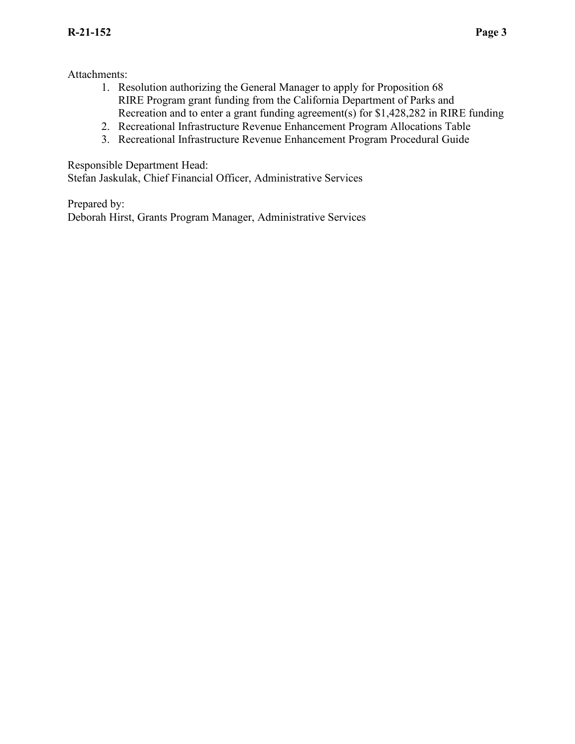Attachments:

1. Resolution authorizing the General Manager to apply for Proposition 68 RIRE Program grant funding from the California Department of Parks and Recreation and to enter a grant funding agreement(s) for $1,428,282 in RIRE funding
2. Recreational Infrastructure Revenue Enhancement Program Allocations Table
3. Recreational Infrastructure Revenue Enhancement Program Procedural Guide

Responsible Department Head:
Stefan Jaskulak, Chief Financial Officer, Administrative Services

Prepared by:
Deborah Hirst, Grants Program Manager, Administrative Services